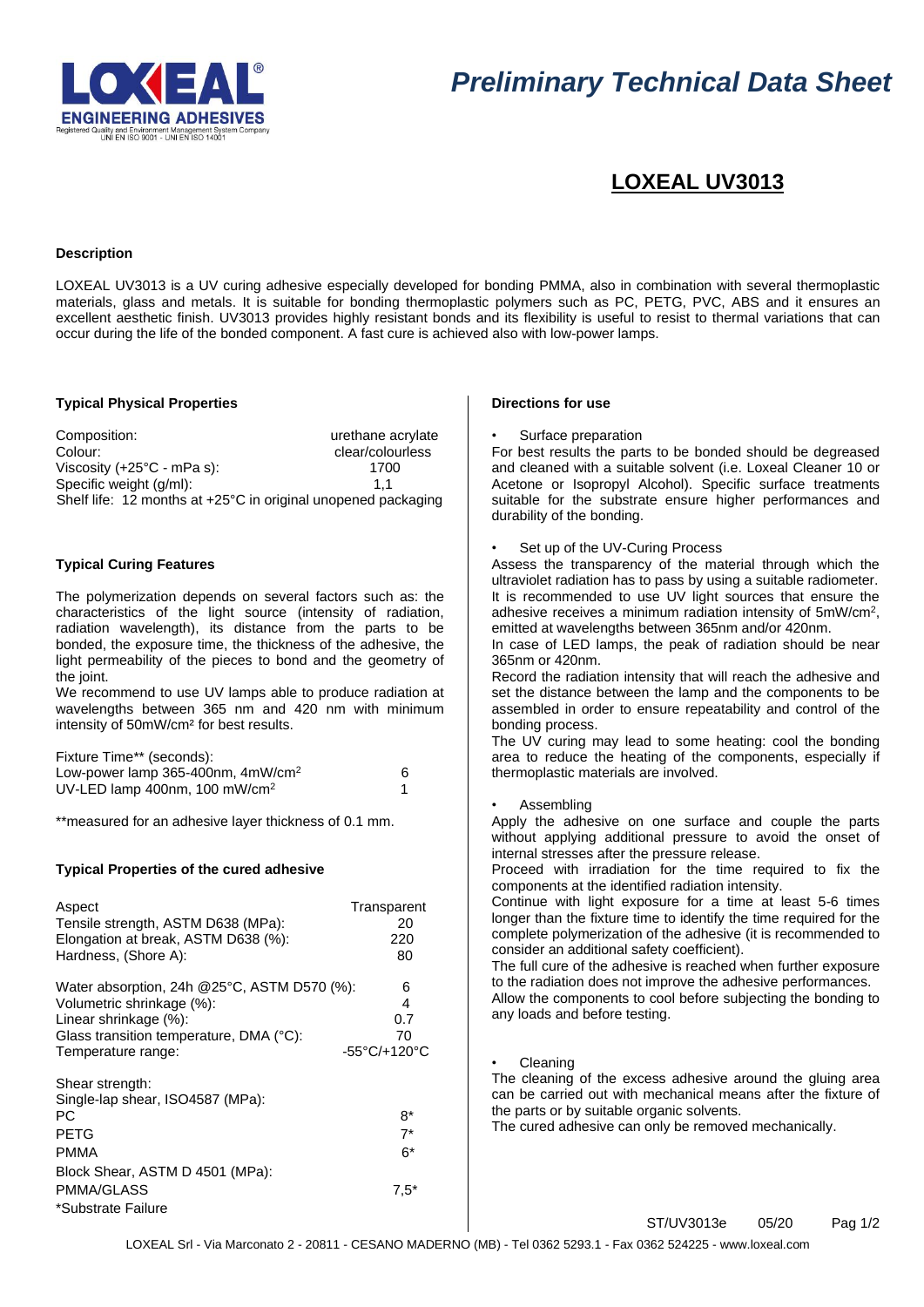# Preliminary Technical Data Sheet

## LOXEAL UV3013

### Description

LOXEAL UV3013 is a UV curing adhesive especially developed for bonding PMMA, also in combination with several thermoplastic materials, glass and metals. It is suitable for bonding thermoplastic polymers such as PC, PETG, PVC, ABS and it ensures an excellent aesthetic finish. UV3013 provides highly resistant bonds and its flexibility is useful to resist to thermal variations that can occur during the life of the bonded component. A fast cure is achieved also with low-power lamps.

### Typical Physical Properties

| | |
|---|---|
| Composition: | urethane acrylate |
| Colour: | clear/colourless |
| Viscosity (+25°C - mPa s): | 1700 |
| Specific weight (g/ml): | 1,1 |

Shelf life: 12 months at +25°C in original unopened packaging

### Typical Curing Features

The polymerization depends on several factors such as: the characteristics of the light source (intensity of radiation, radiation wavelength), its distance from the parts to be bonded, the exposure time, the thickness of the adhesive, the light permeability of the pieces to bond and the geometry of the joint.

We recommend to use UV lamps able to produce radiation at wavelengths between 365 nm and 420 nm with minimum intensity of 50mW/cm² for best results.

| Fixture Time** (seconds): | |
|---|---|
| Low-power lamp 365-400nm, 4mW/cm² | 6 |
| UV-LED lamp 400nm, 100 mW/cm² | 1 |

**measured for an adhesive layer thickness of 0.1 mm.

### Typical Properties of the cured adhesive

| | |
|---|---|
| Aspect | Transparent |
| Tensile strength, ASTM D638 (MPa): | 20 |
| Elongation at break, ASTM D638 (%): | 220 |
| Hardness, (Shore A): | 80 |
| Water absorption, 24h @25°C, ASTM D570 (%): | 6 |
| Volumetric shrinkage (%): | 4 |
| Linear shrinkage (%): | 0.7 |
| Glass transition temperature, DMA (°C): | 70 |
| Temperature range: | -55°C/+120°C |
| Shear strength: | |
| Single-lap shear, ISO4587 (MPa): | |
| PC | 8* |
| PETG | 7* |
| PMMA | 6* |
| Block Shear, ASTM D 4501 (MPa): | |
| PMMA/GLASS | 7,5* |

*Substrate Failure

### Directions for use

- Surface preparation

For best results the parts to be bonded should be degreased and cleaned with a suitable solvent (i.e. Loxeal Cleaner 10 or Acetone or Isopropyl Alcohol). Specific surface treatments suitable for the substrate ensure higher performances and durability of the bonding.

- Set up of the UV-Curing Process

Assess the transparency of the material through which the ultraviolet radiation has to pass by using a suitable radiometer. It is recommended to use UV light sources that ensure the adhesive receives a minimum radiation intensity of 5mW/cm², emitted at wavelengths between 365nm and/or 420nm.

In case of LED lamps, the peak of radiation should be near 365nm or 420nm.

Record the radiation intensity that will reach the adhesive and set the distance between the lamp and the components to be assembled in order to ensure repeatability and control of the bonding process.

The UV curing may lead to some heating: cool the bonding area to reduce the heating of the components, especially if thermoplastic materials are involved.

- Assembling

Apply the adhesive on one surface and couple the parts without applying additional pressure to avoid the onset of internal stresses after the pressure release.

Proceed with irradiation for the time required to fix the components at the identified radiation intensity.

Continue with light exposure for a time at least 5-6 times longer than the fixture time to identify the time required for the complete polymerization of the adhesive (it is recommended to consider an additional safety coefficient).

The full cure of the adhesive is reached when further exposure to the radiation does not improve the adhesive performances.

Allow the components to cool before subjecting the bonding to any loads and before testing.

- Cleaning

The cleaning of the excess adhesive around the gluing area can be carried out with mechanical means after the fixture of the parts or by suitable organic solvents.

The cured adhesive can only be removed mechanically.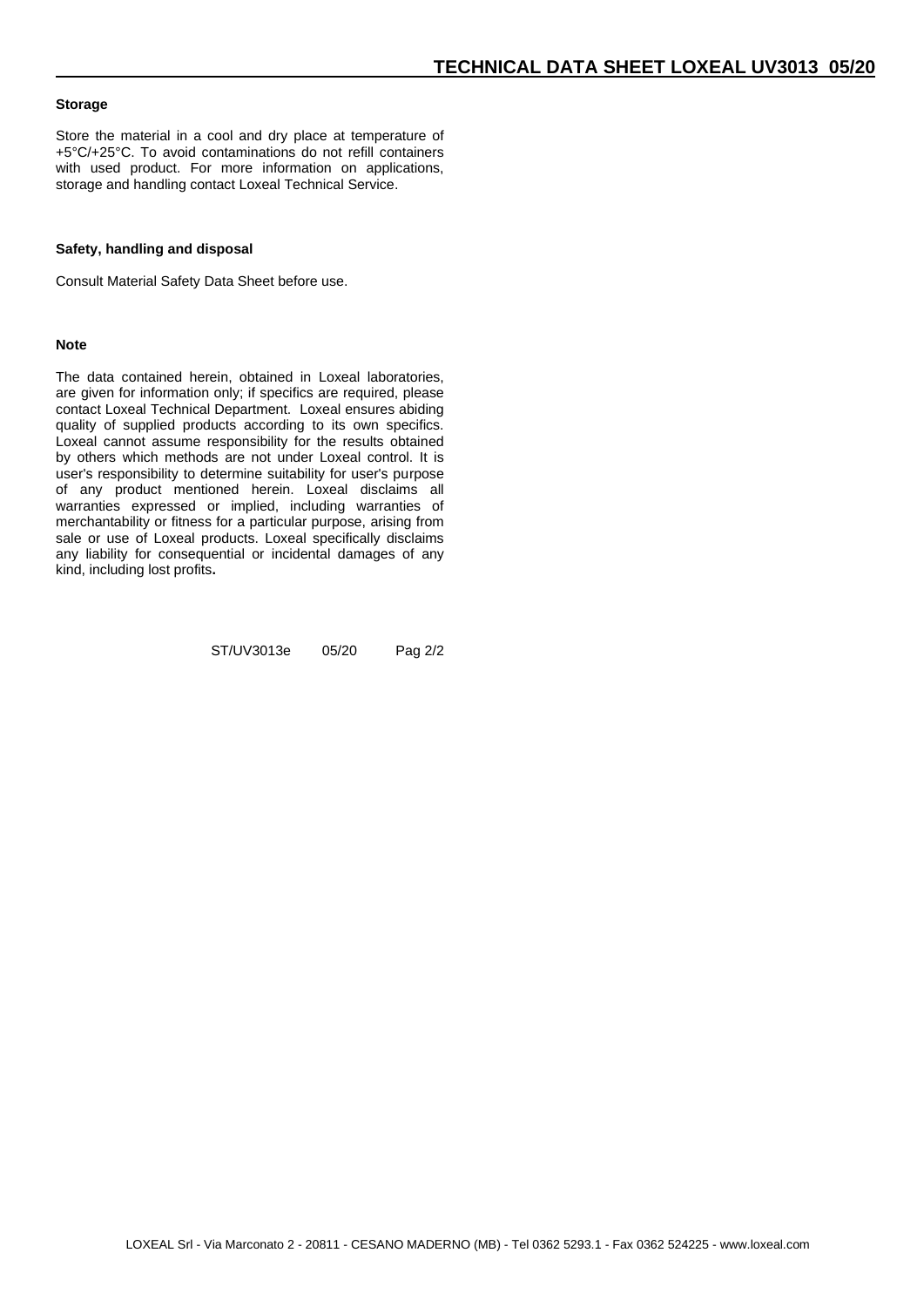## Storage

Store the material in a cool and dry place at temperature of +5°C/+25°C. To avoid contaminations do not refill containers with used product. For more information on applications, storage and handling contact Loxeal Technical Service.

## Safety, handling and disposal

Consult Material Safety Data Sheet before use.

## Note

The data contained herein, obtained in Loxeal laboratories, are given for information only; if specifics are required, please contact Loxeal Technical Department. Loxeal ensures abiding quality of supplied products according to its own specifics. Loxeal cannot assume responsibility for the results obtained by others which methods are not under Loxeal control. It is user's responsibility to determine suitability for user's purpose of any product mentioned herein. Loxeal disclaims all warranties expressed or implied, including warranties of merchantability or fitness for a particular purpose, arising from sale or use of Loxeal products. Loxeal specifically disclaims any liability for consequential or incidental damages of any kind, including lost profits**.**